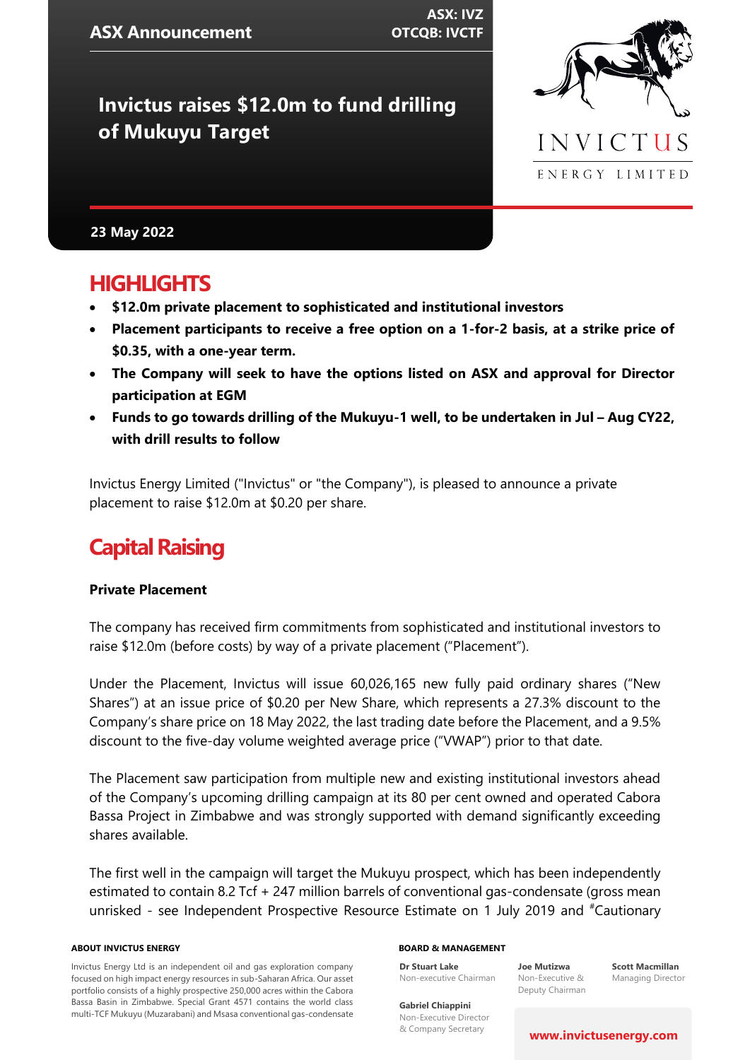ASX Announcement

ASX: IVZ
OTCQB: IVCTF

# Invictus raises $12.0m to fund drilling of Mukuyu Target

INVICTUS ENERGY LIMITED

**23 May 2022**

## HIGHLIGHTS

- **$12.0m private placement to sophisticated and institutional investors**
- **Placement participants to receive a free option on a 1-for-2 basis, at a strike price of $0.35, with a one-year term.**
- **The Company will seek to have the options listed on ASX and approval for Director participation at EGM**
- **Funds to go towards drilling of the Mukuyu-1 well, to be undertaken in Jul – Aug CY22, with drill results to follow**

Invictus Energy Limited ("Invictus" or "the Company"), is pleased to announce a private placement to raise $12.0m at $0.20 per share.

## Capital Raising

### Private Placement

The company has received firm commitments from sophisticated and institutional investors to raise $12.0m (before costs) by way of a private placement ("Placement").

Under the Placement, Invictus will issue 60,026,165 new fully paid ordinary shares ("New Shares") at an issue price of $0.20 per New Share, which represents a 27.3% discount to the Company's share price on 18 May 2022, the last trading date before the Placement, and a 9.5% discount to the five-day volume weighted average price ("VWAP") prior to that date.

The Placement saw participation from multiple new and existing institutional investors ahead of the Company's upcoming drilling campaign at its 80 per cent owned and operated Cabora Bassa Project in Zimbabwe and was strongly supported with demand significantly exceeding shares available.

The first well in the campaign will target the Mukuyu prospect, which has been independently estimated to contain 8.2 Tcf + 247 million barrels of conventional gas-condensate (gross mean unrisked - see Independent Prospective Resource Estimate on 1 July 2019 and #Cautionary

**ABOUT INVICTUS ENERGY**

Invictus Energy Ltd is an independent oil and gas exploration company focused on high impact energy resources in sub-Saharan Africa. Our asset portfolio consists of a highly prospective 250,000 acres within the Cabora Bassa Basin in Zimbabwe. Special Grant 4571 contains the world class multi-TCF Mukuyu (Muzarabani) and Msasa conventional gas-condensate

**BOARD & MANAGEMENT**

**Dr Stuart Lake**
Non-executive Chairman

**Joe Mutizwa**
Non-Executive & Deputy Chairman

**Scott Macmillan**
Managing Director

**Gabriel Chiappini**
Non-Executive Director & Company Secretary

**www.invictusenergy.com**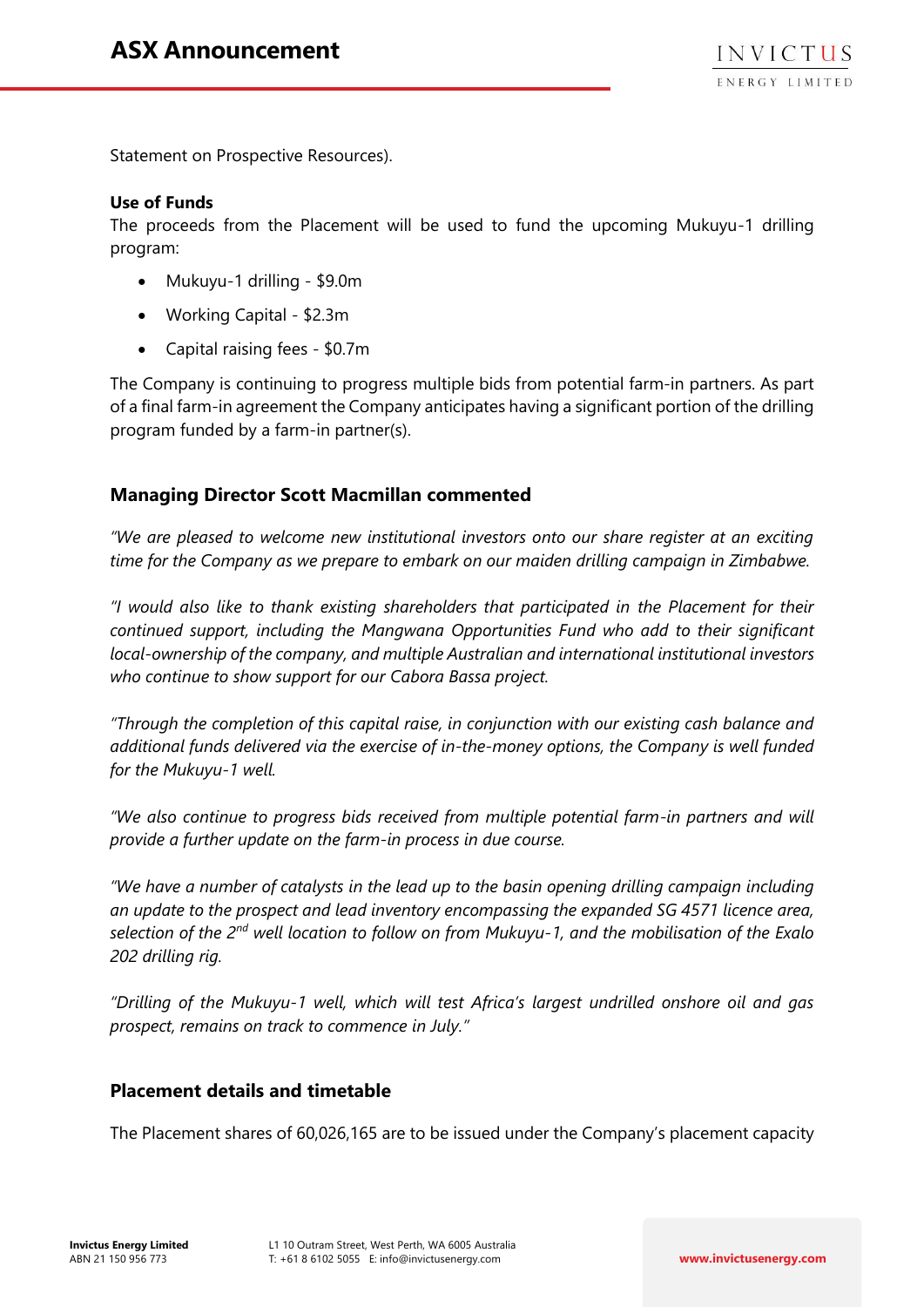Statement on Prospective Resources).

**Use of Funds**

The proceeds from the Placement will be used to fund the upcoming Mukuyu-1 drilling program:

- Mukuyu-1 drilling - $9.0m
- Working Capital - $2.3m
- Capital raising fees - $0.7m

The Company is continuing to progress multiple bids from potential farm-in partners. As part of a final farm-in agreement the Company anticipates having a significant portion of the drilling program funded by a farm-in partner(s).

## Managing Director Scott Macmillan commented

*"We are pleased to welcome new institutional investors onto our share register at an exciting time for the Company as we prepare to embark on our maiden drilling campaign in Zimbabwe.*

*"I would also like to thank existing shareholders that participated in the Placement for their continued support, including the Mangwana Opportunities Fund who add to their significant local-ownership of the company, and multiple Australian and international institutional investors who continue to show support for our Cabora Bassa project.*

*"Through the completion of this capital raise, in conjunction with our existing cash balance and additional funds delivered via the exercise of in-the-money options, the Company is well funded for the Mukuyu-1 well.*

*"We also continue to progress bids received from multiple potential farm-in partners and will provide a further update on the farm-in process in due course.*

*"We have a number of catalysts in the lead up to the basin opening drilling campaign including an update to the prospect and lead inventory encompassing the expanded SG 4571 licence area, selection of the 2nd well location to follow on from Mukuyu-1, and the mobilisation of the Exalo 202 drilling rig.*

*"Drilling of the Mukuyu-1 well, which will test Africa's largest undrilled onshore oil and gas prospect, remains on track to commence in July."*

## Placement details and timetable

The Placement shares of 60,026,165 are to be issued under the Company's placement capacity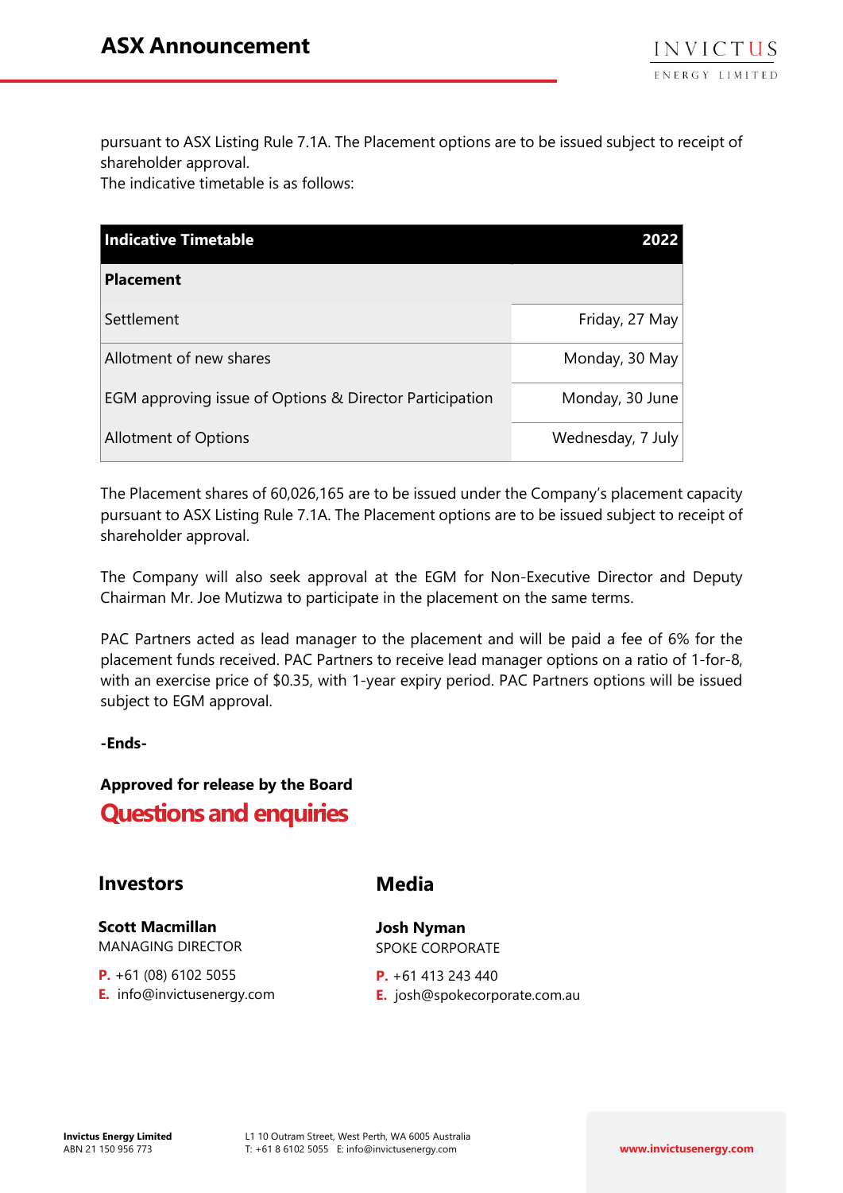pursuant to ASX Listing Rule 7.1A. The Placement options are to be issued subject to receipt of shareholder approval.
The indicative timetable is as follows:

| Indicative Timetable | 2022 |
|---|---|
| **Placement** | |
| Settlement | Friday, 27 May |
| Allotment of new shares | Monday, 30 May |
| EGM approving issue of Options & Director Participation | Monday, 30 June |
| Allotment of Options | Wednesday, 7 July |

The Placement shares of 60,026,165 are to be issued under the Company's placement capacity pursuant to ASX Listing Rule 7.1A. The Placement options are to be issued subject to receipt of shareholder approval.

The Company will also seek approval at the EGM for Non-Executive Director and Deputy Chairman Mr. Joe Mutizwa to participate in the placement on the same terms.

PAC Partners acted as lead manager to the placement and will be paid a fee of 6% for the placement funds received. PAC Partners to receive lead manager options on a ratio of 1-for-8, with an exercise price of $0.35, with 1-year expiry period. PAC Partners options will be issued subject to EGM approval.

**-Ends-**

**Approved for release by the Board**

## Questions and enquiries

### Investors

**Scott Macmillan**
MANAGING DIRECTOR

**P.** +61 (08) 6102 5055
**E.** info@invictusenergy.com

### Media

**Josh Nyman**
SPOKE CORPORATE

**P.** +61 413 243 440
**E.** josh@spokecorporate.com.au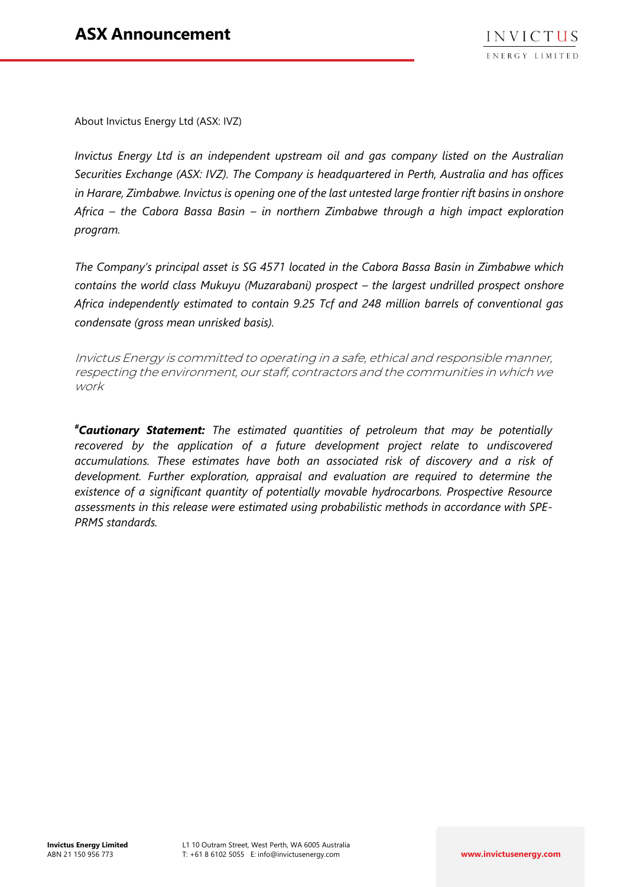About Invictus Energy Ltd (ASX: IVZ)

*Invictus Energy Ltd is an independent upstream oil and gas company listed on the Australian Securities Exchange (ASX: IVZ). The Company is headquartered in Perth, Australia and has offices in Harare, Zimbabwe. Invictus is opening one of the last untested large frontier rift basins in onshore Africa – the Cabora Bassa Basin – in northern Zimbabwe through a high impact exploration program.*

*The Company's principal asset is SG 4571 located in the Cabora Bassa Basin in Zimbabwe which contains the world class Mukuyu (Muzarabani) prospect – the largest undrilled prospect onshore Africa independently estimated to contain 9.25 Tcf and 248 million barrels of conventional gas condensate (gross mean unrisked basis).*

*Invictus Energy is committed to operating in a safe, ethical and responsible manner, respecting the environment, our staff, contractors and the communities in which we work*

[#]***Cautionary Statement:*** *The estimated quantities of petroleum that may be potentially recovered by the application of a future development project relate to undiscovered accumulations. These estimates have both an associated risk of discovery and a risk of development. Further exploration, appraisal and evaluation are required to determine the existence of a significant quantity of potentially movable hydrocarbons. Prospective Resource assessments in this release were estimated using probabilistic methods in accordance with SPE-PRMS standards.*